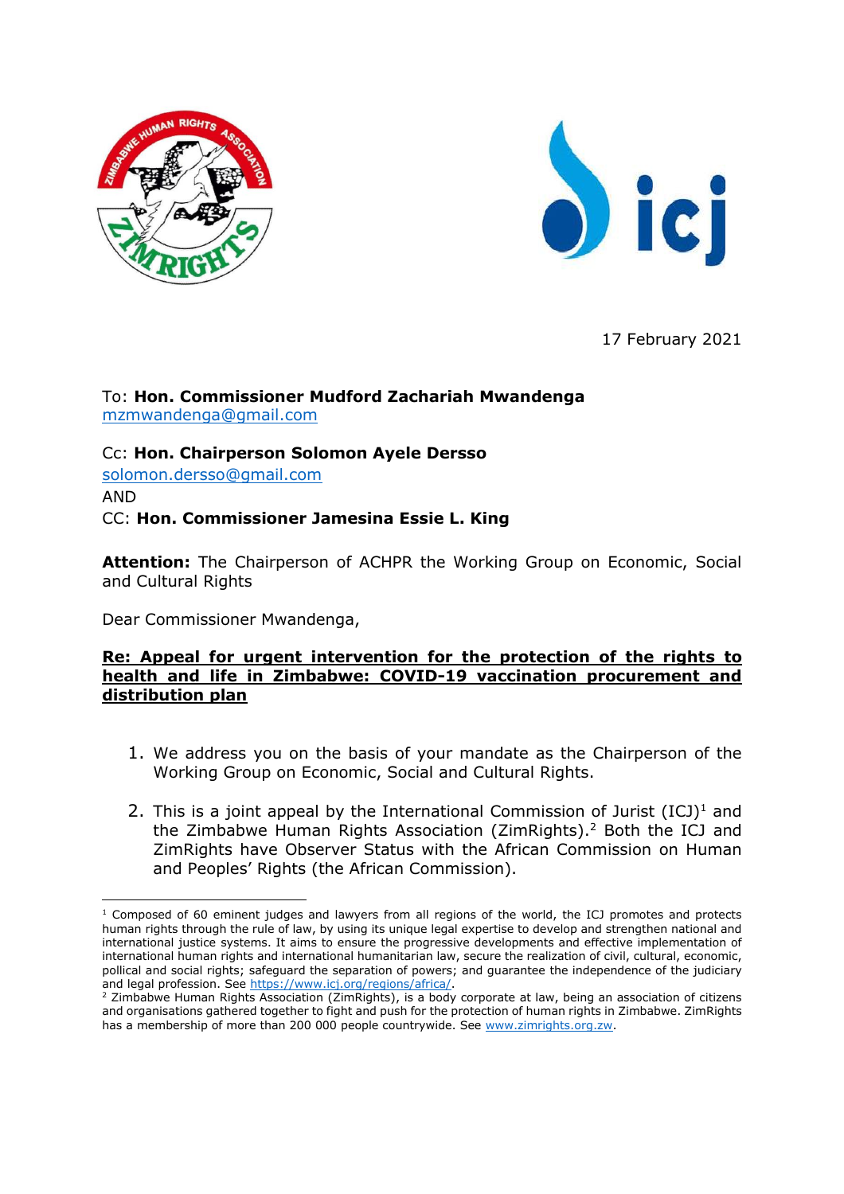17 February 2021

To: **Hon. Commissioner Mudford Zachariah Mwandenga**
mzmwandenga@gmail.com

Cc: **Hon. Chairperson Solomon Ayele Dersso**
solomon.dersso@gmail.com
AND
CC: **Hon. Commissioner Jamesina Essie L. King**

**Attention:** The Chairperson of ACHPR the Working Group on Economic, Social and Cultural Rights

Dear Commissioner Mwandenga,

**Re: Appeal for urgent intervention for the protection of the rights to health and life in Zimbabwe: COVID-19 vaccination procurement and distribution plan**

1. We address you on the basis of your mandate as the Chairperson of the Working Group on Economic, Social and Cultural Rights.

2. This is a joint appeal by the International Commission of Jurist (ICJ)[1] and the Zimbabwe Human Rights Association (ZimRights).[2] Both the ICJ and ZimRights have Observer Status with the African Commission on Human and Peoples' Rights (the African Commission).

---

[1] Composed of 60 eminent judges and lawyers from all regions of the world, the ICJ promotes and protects human rights through the rule of law, by using its unique legal expertise to develop and strengthen national and international justice systems. It aims to ensure the progressive developments and effective implementation of international human rights and international humanitarian law, secure the realization of civil, cultural, economic, pollical and social rights; safeguard the separation of powers; and guarantee the independence of the judiciary and legal profession. See https://www.icj.org/regions/africa/.

[2] Zimbabwe Human Rights Association (ZimRights), is a body corporate at law, being an association of citizens and organisations gathered together to fight and push for the protection of human rights in Zimbabwe. ZimRights has a membership of more than 200 000 people countrywide. See www.zimrights.org.zw.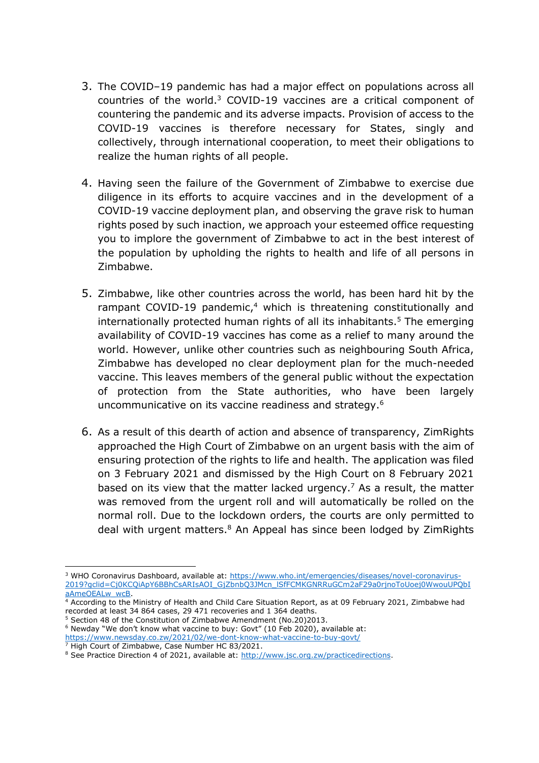3. The COVID–19 pandemic has had a major effect on populations across all countries of the world.[3] COVID-19 vaccines are a critical component of countering the pandemic and its adverse impacts. Provision of access to the COVID-19 vaccines is therefore necessary for States, singly and collectively, through international cooperation, to meet their obligations to realize the human rights of all people.

4. Having seen the failure of the Government of Zimbabwe to exercise due diligence in its efforts to acquire vaccines and in the development of a COVID-19 vaccine deployment plan, and observing the grave risk to human rights posed by such inaction, we approach your esteemed office requesting you to implore the government of Zimbabwe to act in the best interest of the population by upholding the rights to health and life of all persons in Zimbabwe.

5. Zimbabwe, like other countries across the world, has been hard hit by the rampant COVID-19 pandemic,[4] which is threatening constitutionally and internationally protected human rights of all its inhabitants.[5] The emerging availability of COVID-19 vaccines has come as a relief to many around the world. However, unlike other countries such as neighbouring South Africa, Zimbabwe has developed no clear deployment plan for the much-needed vaccine. This leaves members of the general public without the expectation of protection from the State authorities, who have been largely uncommunicative on its vaccine readiness and strategy.[6]

6. As a result of this dearth of action and absence of transparency, ZimRights approached the High Court of Zimbabwe on an urgent basis with the aim of ensuring protection of the rights to life and health. The application was filed on 3 February 2021 and dismissed by the High Court on 8 February 2021 based on its view that the matter lacked urgency.[7] As a result, the matter was removed from the urgent roll and will automatically be rolled on the normal roll. Due to the lockdown orders, the courts are only permitted to deal with urgent matters.[8] An Appeal has since been lodged by ZimRights

---

[3] WHO Coronavirus Dashboard, available at: https://www.who.int/emergencies/diseases/novel-coronavirus-2019?gclid=Cj0KCQiApY6BBhCsARIsAOI_GjZbnbQ3JMcn_lSfFCMKGNRRuGCm2aF29a0rjnoToUoej0WwouUPQbIaAmeOEALw_wcB.

[4] According to the Ministry of Health and Child Care Situation Report, as at 09 February 2021, Zimbabwe had recorded at least 34 864 cases, 29 471 recoveries and 1 364 deaths.

[5] Section 48 of the Constitution of Zimbabwe Amendment (No.20)2013.

[6] Newday "We don't know what vaccine to buy: Govt" (10 Feb 2020), available at: https://www.newsday.co.zw/2021/02/we-dont-know-what-vaccine-to-buy-govt/

[7] High Court of Zimbabwe, Case Number HC 83/2021.

[8] See Practice Direction 4 of 2021, available at: http://www.jsc.org.zw/practicedirections.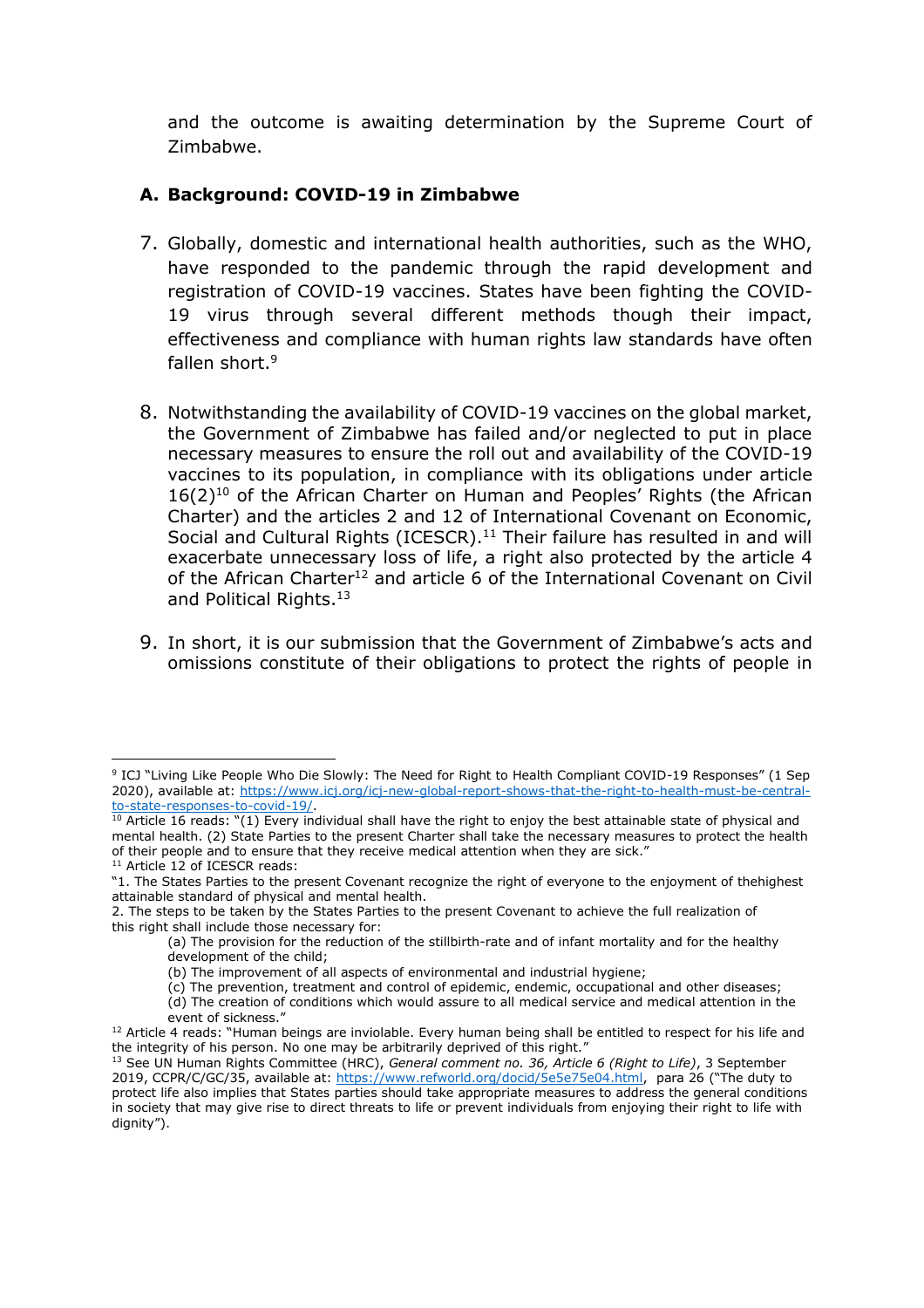and the outcome is awaiting determination by the Supreme Court of Zimbabwe.

### A. Background: COVID-19 in Zimbabwe

7. Globally, domestic and international health authorities, such as the WHO, have responded to the pandemic through the rapid development and registration of COVID-19 vaccines. States have been fighting the COVID-19 virus through several different methods though their impact, effectiveness and compliance with human rights law standards have often fallen short.[9]

8. Notwithstanding the availability of COVID-19 vaccines on the global market, the Government of Zimbabwe has failed and/or neglected to put in place necessary measures to ensure the roll out and availability of the COVID-19 vaccines to its population, in compliance with its obligations under article 16(2)[10] of the African Charter on Human and Peoples' Rights (the African Charter) and the articles 2 and 12 of International Covenant on Economic, Social and Cultural Rights (ICESCR).[11] Their failure has resulted in and will exacerbate unnecessary loss of life, a right also protected by the article 4 of the African Charter[12] and article 6 of the International Covenant on Civil and Political Rights.[13]

9. In short, it is our submission that the Government of Zimbabwe's acts and omissions constitute of their obligations to protect the rights of people in

---

[9] ICJ "Living Like People Who Die Slowly: The Need for Right to Health Compliant COVID-19 Responses" (1 Sep 2020), available at: https://www.icj.org/icj-new-global-report-shows-that-the-right-to-health-must-be-central-to-state-responses-to-covid-19/.

[10] Article 16 reads: "(1) Every individual shall have the right to enjoy the best attainable state of physical and mental health. (2) State Parties to the present Charter shall take the necessary measures to protect the health of their people and to ensure that they receive medical attention when they are sick."

[11] Article 12 of ICESCR reads:

"1. The States Parties to the present Covenant recognize the right of everyone to the enjoyment of thehighest attainable standard of physical and mental health.

2. The steps to be taken by the States Parties to the present Covenant to achieve the full realization of this right shall include those necessary for:

(a) The provision for the reduction of the stillbirth-rate and of infant mortality and for the healthy development of the child;

(b) The improvement of all aspects of environmental and industrial hygiene;

(c) The prevention, treatment and control of epidemic, endemic, occupational and other diseases;

(d) The creation of conditions which would assure to all medical service and medical attention in the event of sickness."

[12] Article 4 reads: "Human beings are inviolable. Every human being shall be entitled to respect for his life and the integrity of his person. No one may be arbitrarily deprived of this right."

[13] See UN Human Rights Committee (HRC), *General comment no. 36, Article 6 (Right to Life)*, 3 September 2019, CCPR/C/GC/35, available at: https://www.refworld.org/docid/5e5e75e04.html, para 26 ("The duty to protect life also implies that States parties should take appropriate measures to address the general conditions in society that may give rise to direct threats to life or prevent individuals from enjoying their right to life with dignity").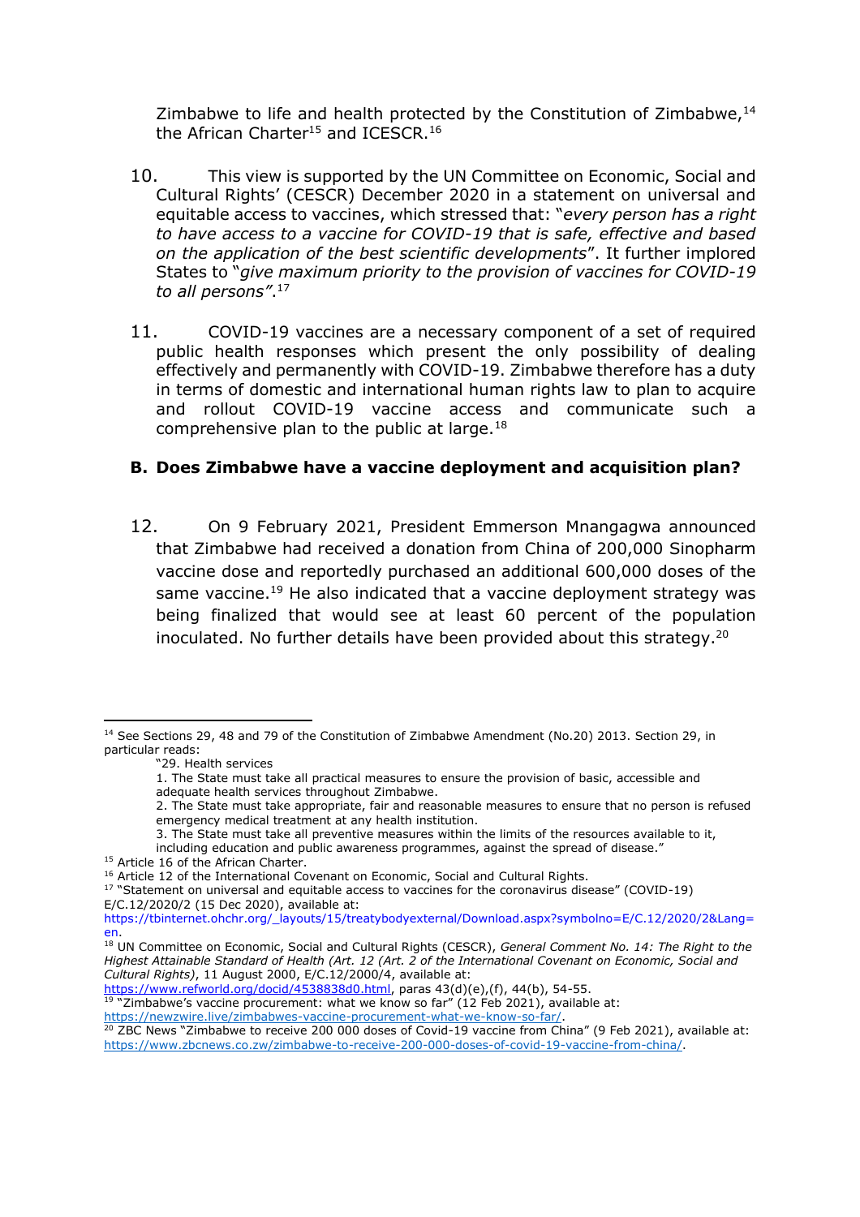Zimbabwe to life and health protected by the Constitution of Zimbabwe,[14] the African Charter[15] and ICESCR.[16]

10. This view is supported by the UN Committee on Economic, Social and Cultural Rights' (CESCR) December 2020 in a statement on universal and equitable access to vaccines, which stressed that: "*every person has a right to have access to a vaccine for COVID-19 that is safe, effective and based on the application of the best scientific developments*". It further implored States to "*give maximum priority to the provision of vaccines for COVID-19 to all persons"*.[17]

11. COVID-19 vaccines are a necessary component of a set of required public health responses which present the only possibility of dealing effectively and permanently with COVID-19. Zimbabwe therefore has a duty in terms of domestic and international human rights law to plan to acquire and rollout COVID-19 vaccine access and communicate such a comprehensive plan to the public at large.[18]

### B. Does Zimbabwe have a vaccine deployment and acquisition plan?

12. On 9 February 2021, President Emmerson Mnangagwa announced that Zimbabwe had received a donation from China of 200,000 Sinopharm vaccine dose and reportedly purchased an additional 600,000 doses of the same vaccine.[19] He also indicated that a vaccine deployment strategy was being finalized that would see at least 60 percent of the population inoculated. No further details have been provided about this strategy.[20]

---

[14] See Sections 29, 48 and 79 of the Constitution of Zimbabwe Amendment (No.20) 2013. Section 29, in particular reads:

"29. Health services

1. The State must take all practical measures to ensure the provision of basic, accessible and adequate health services throughout Zimbabwe.
2. The State must take appropriate, fair and reasonable measures to ensure that no person is refused emergency medical treatment at any health institution.
3. The State must take all preventive measures within the limits of the resources available to it, including education and public awareness programmes, against the spread of disease."

[15] Article 16 of the African Charter.

[16] Article 12 of the International Covenant on Economic, Social and Cultural Rights.

[17] "Statement on universal and equitable access to vaccines for the coronavirus disease" (COVID-19) E/C.12/2020/2 (15 Dec 2020), available at: https://tbinternet.ohchr.org/_layouts/15/treatybodyexternal/Download.aspx?symbolno=E/C.12/2020/2&Lang=en.

[18] UN Committee on Economic, Social and Cultural Rights (CESCR), *General Comment No. 14: The Right to the Highest Attainable Standard of Health (Art. 12 (Art. 2 of the International Covenant on Economic, Social and Cultural Rights)*, 11 August 2000, E/C.12/2000/4, available at: https://www.refworld.org/docid/4538838d0.html, paras 43(d)(e),(f), 44(b), 54-55.

[19] "Zimbabwe's vaccine procurement: what we know so far" (12 Feb 2021), available at: https://newzwire.live/zimbabwes-vaccine-procurement-what-we-know-so-far/.

[20] ZBC News "Zimbabwe to receive 200 000 doses of Covid-19 vaccine from China" (9 Feb 2021), available at: https://www.zbcnews.co.zw/zimbabwe-to-receive-200-000-doses-of-covid-19-vaccine-from-china/.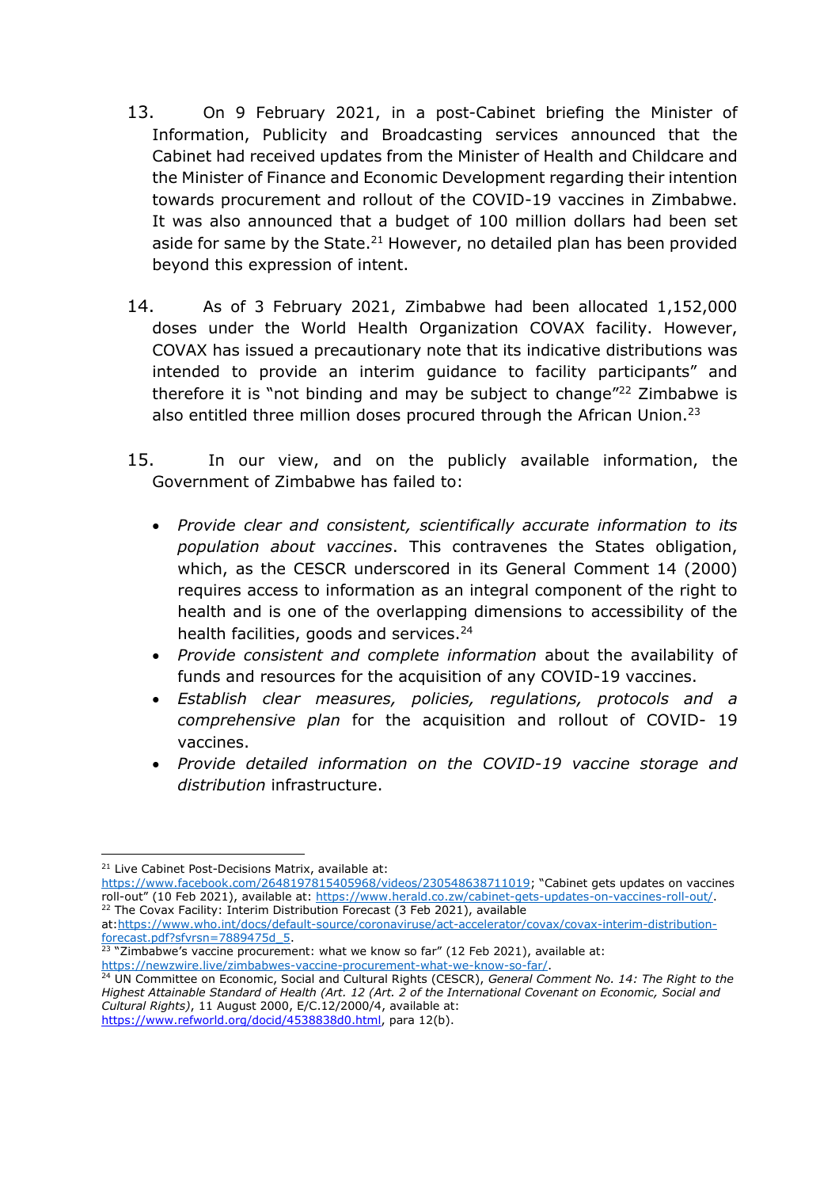13. On 9 February 2021, in a post-Cabinet briefing the Minister of Information, Publicity and Broadcasting services announced that the Cabinet had received updates from the Minister of Health and Childcare and the Minister of Finance and Economic Development regarding their intention towards procurement and rollout of the COVID-19 vaccines in Zimbabwe. It was also announced that a budget of 100 million dollars had been set aside for same by the State.[21] However, no detailed plan has been provided beyond this expression of intent.

14. As of 3 February 2021, Zimbabwe had been allocated 1,152,000 doses under the World Health Organization COVAX facility. However, COVAX has issued a precautionary note that its indicative distributions was intended to provide an interim guidance to facility participants" and therefore it is "not binding and may be subject to change"[22] Zimbabwe is also entitled three million doses procured through the African Union.[23]

15. In our view, and on the publicly available information, the Government of Zimbabwe has failed to:

- *Provide clear and consistent, scientifically accurate information to its population about vaccines*. This contravenes the States obligation, which, as the CESCR underscored in its General Comment 14 (2000) requires access to information as an integral component of the right to health and is one of the overlapping dimensions to accessibility of the health facilities, goods and services.[24]
- *Provide consistent and complete information* about the availability of funds and resources for the acquisition of any COVID-19 vaccines.
- *Establish clear measures, policies, regulations, protocols and a comprehensive plan* for the acquisition and rollout of COVID- 19 vaccines.
- *Provide detailed information on the COVID-19 vaccine storage and distribution* infrastructure.

---

[21] Live Cabinet Post-Decisions Matrix, available at: https://www.facebook.com/2648197815405968/videos/230548638711019; "Cabinet gets updates on vaccines roll-out" (10 Feb 2021), available at: https://www.herald.co.zw/cabinet-gets-updates-on-vaccines-roll-out/.

[22] The Covax Facility: Interim Distribution Forecast (3 Feb 2021), available at: https://www.who.int/docs/default-source/coronaviruse/act-accelerator/covax/covax-interim-distribution-forecast.pdf?sfvrsn=7889475d_5.

[23] "Zimbabwe's vaccine procurement: what we know so far" (12 Feb 2021), available at: https://newzwire.live/zimbabwes-vaccine-procurement-what-we-know-so-far/.

[24] UN Committee on Economic, Social and Cultural Rights (CESCR), *General Comment No. 14: The Right to the Highest Attainable Standard of Health (Art. 12 (Art. 2 of the International Covenant on Economic, Social and Cultural Rights)*, 11 August 2000, E/C.12/2000/4, available at: https://www.refworld.org/docid/4538838d0.html, para 12(b).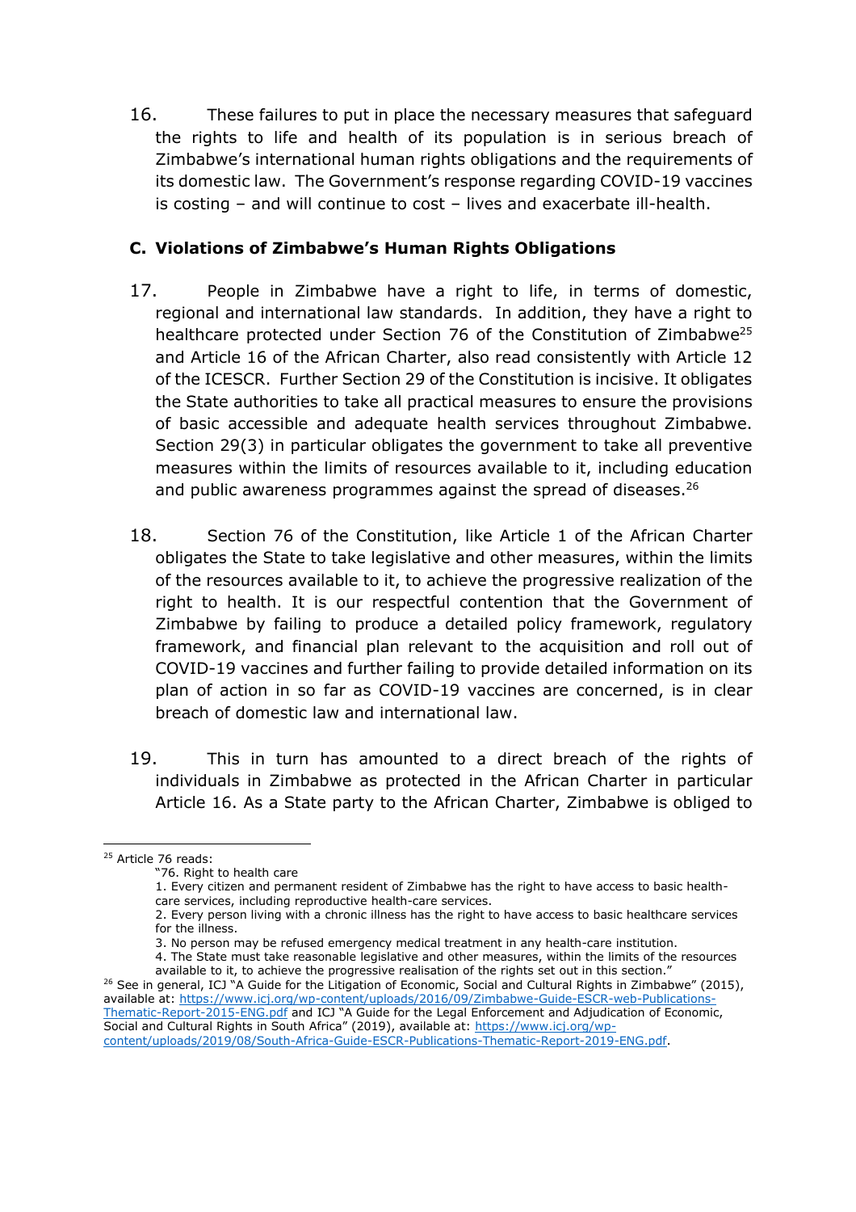16. These failures to put in place the necessary measures that safeguard the rights to life and health of its population is in serious breach of Zimbabwe's international human rights obligations and the requirements of its domestic law. The Government's response regarding COVID-19 vaccines is costing – and will continue to cost – lives and exacerbate ill-health.

## C. Violations of Zimbabwe's Human Rights Obligations

17. People in Zimbabwe have a right to life, in terms of domestic, regional and international law standards. In addition, they have a right to healthcare protected under Section 76 of the Constitution of Zimbabwe[25] and Article 16 of the African Charter, also read consistently with Article 12 of the ICESCR. Further Section 29 of the Constitution is incisive. It obligates the State authorities to take all practical measures to ensure the provisions of basic accessible and adequate health services throughout Zimbabwe. Section 29(3) in particular obligates the government to take all preventive measures within the limits of resources available to it, including education and public awareness programmes against the spread of diseases.[26]

18. Section 76 of the Constitution, like Article 1 of the African Charter obligates the State to take legislative and other measures, within the limits of the resources available to it, to achieve the progressive realization of the right to health. It is our respectful contention that the Government of Zimbabwe by failing to produce a detailed policy framework, regulatory framework, and financial plan relevant to the acquisition and roll out of COVID-19 vaccines and further failing to provide detailed information on its plan of action in so far as COVID-19 vaccines are concerned, is in clear breach of domestic law and international law.

19. This in turn has amounted to a direct breach of the rights of individuals in Zimbabwe as protected in the African Charter in particular Article 16. As a State party to the African Charter, Zimbabwe is obliged to

---

[25] Article 76 reads:

> "76. Right to health care
>
> 1. Every citizen and permanent resident of Zimbabwe has the right to have access to basic health-care services, including reproductive health-care services.
> 2. Every person living with a chronic illness has the right to have access to basic healthcare services for the illness.
> 3. No person may be refused emergency medical treatment in any health-care institution.
> 4. The State must take reasonable legislative and other measures, within the limits of the resources available to it, to achieve the progressive realisation of the rights set out in this section."

[26] See in general, ICJ "A Guide for the Litigation of Economic, Social and Cultural Rights in Zimbabwe" (2015), available at: https://www.icj.org/wp-content/uploads/2016/09/Zimbabwe-Guide-ESCR-web-Publications-Thematic-Report-2015-ENG.pdf and ICJ "A Guide for the Legal Enforcement and Adjudication of Economic, Social and Cultural Rights in South Africa" (2019), available at: https://www.icj.org/wp-content/uploads/2019/08/South-Africa-Guide-ESCR-Publications-Thematic-Report-2019-ENG.pdf.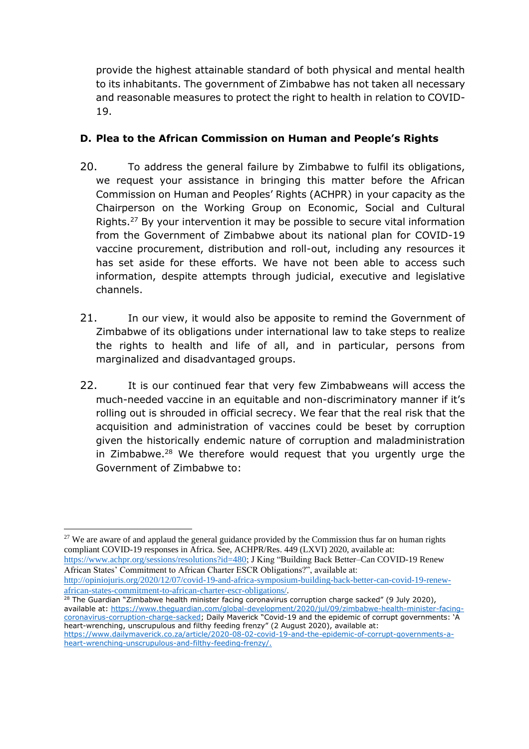provide the highest attainable standard of both physical and mental health to its inhabitants. The government of Zimbabwe has not taken all necessary and reasonable measures to protect the right to health in relation to COVID-19.

## D. Plea to the African Commission on Human and People's Rights

20. To address the general failure by Zimbabwe to fulfil its obligations, we request your assistance in bringing this matter before the African Commission on Human and Peoples' Rights (ACHPR) in your capacity as the Chairperson on the Working Group on Economic, Social and Cultural Rights.[27] By your intervention it may be possible to secure vital information from the Government of Zimbabwe about its national plan for COVID-19 vaccine procurement, distribution and roll-out, including any resources it has set aside for these efforts. We have not been able to access such information, despite attempts through judicial, executive and legislative channels.

21. In our view, it would also be apposite to remind the Government of Zimbabwe of its obligations under international law to take steps to realize the rights to health and life of all, and in particular, persons from marginalized and disadvantaged groups.

22. It is our continued fear that very few Zimbabweans will access the much-needed vaccine in an equitable and non-discriminatory manner if it's rolling out is shrouded in official secrecy. We fear that the real risk that the acquisition and administration of vaccines could be beset by corruption given the historically endemic nature of corruption and maladministration in Zimbabwe.[28] We therefore would request that you urgently urge the Government of Zimbabwe to:

---

[27] We are aware of and applaud the general guidance provided by the Commission thus far on human rights compliant COVID-19 responses in Africa. See, ACHPR/Res. 449 (LXVI) 2020, available at: https://www.achpr.org/sessions/resolutions?id=480; J King "Building Back Better–Can COVID-19 Renew African States' Commitment to African Charter ESCR Obligations?", available at: http://opiniojuris.org/2020/12/07/covid-19-and-africa-symposium-building-back-better-can-covid-19-renew-african-states-commitment-to-african-charter-escr-obligations/.

[28] The Guardian "Zimbabwe health minister facing coronavirus corruption charge sacked" (9 July 2020), available at: https://www.theguardian.com/global-development/2020/jul/09/zimbabwe-health-minister-facing-coronavirus-corruption-charge-sacked; Daily Maverick "Covid-19 and the epidemic of corrupt governments: 'A heart-wrenching, unscrupulous and filthy feeding frenzy" (2 August 2020), available at: https://www.dailymaverick.co.za/article/2020-08-02-covid-19-and-the-epidemic-of-corrupt-governments-a-heart-wrenching-unscrupulous-and-filthy-feeding-frenzy/.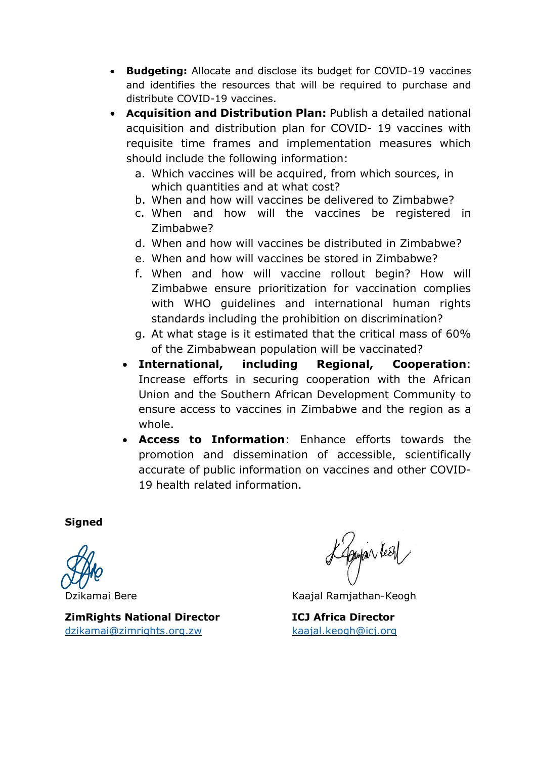- **Budgeting:** Allocate and disclose its budget for COVID-19 vaccines and identifies the resources that will be required to purchase and distribute COVID-19 vaccines.
- **Acquisition and Distribution Plan:** Publish a detailed national acquisition and distribution plan for COVID- 19 vaccines with requisite time frames and implementation measures which should include the following information:
  a. Which vaccines will be acquired, from which sources, in which quantities and at what cost?
  b. When and how will vaccines be delivered to Zimbabwe?
  c. When and how will the vaccines be registered in Zimbabwe?
  d. When and how will vaccines be distributed in Zimbabwe?
  e. When and how will vaccines be stored in Zimbabwe?
  f. When and how will vaccine rollout begin? How will Zimbabwe ensure prioritization for vaccination complies with WHO guidelines and international human rights standards including the prohibition on discrimination?
  g. At what stage is it estimated that the critical mass of 60% of the Zimbabwean population will be vaccinated?
- **International, including Regional, Cooperation**: Increase efforts in securing cooperation with the African Union and the Southern African Development Community to ensure access to vaccines in Zimbabwe and the region as a whole.
- **Access to Information**: Enhance efforts towards the promotion and dissemination of accessible, scientifically accurate of public information on vaccines and other COVID-19 health related information.

**Signed**

Dzikamai Bere

**ZimRights National Director**
dzikamai@zimrights.org.zw

Kaajal Ramjathan-Keogh

**ICJ Africa Director**
kaajal.keogh@icj.org